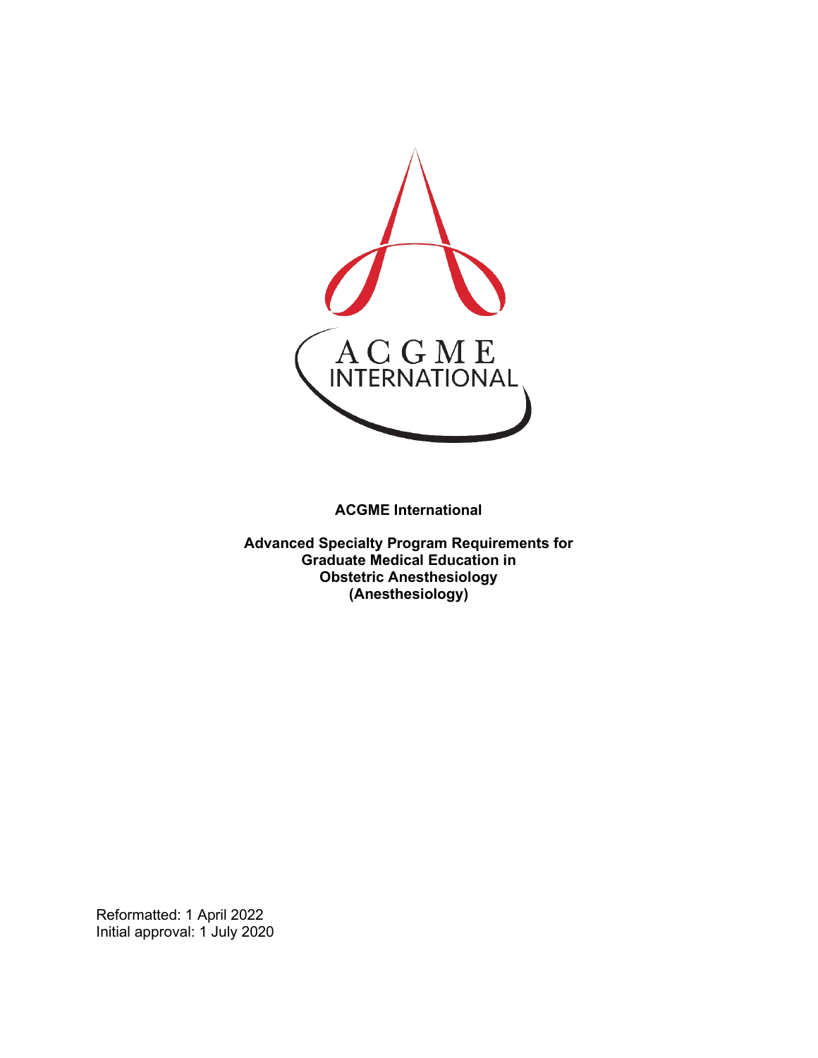**ACGME International**

**Advanced Specialty Program Requirements for Graduate Medical Education in Obstetric Anesthesiology (Anesthesiology)**

Reformatted: 1 April 2022
Initial approval: 1 July 2020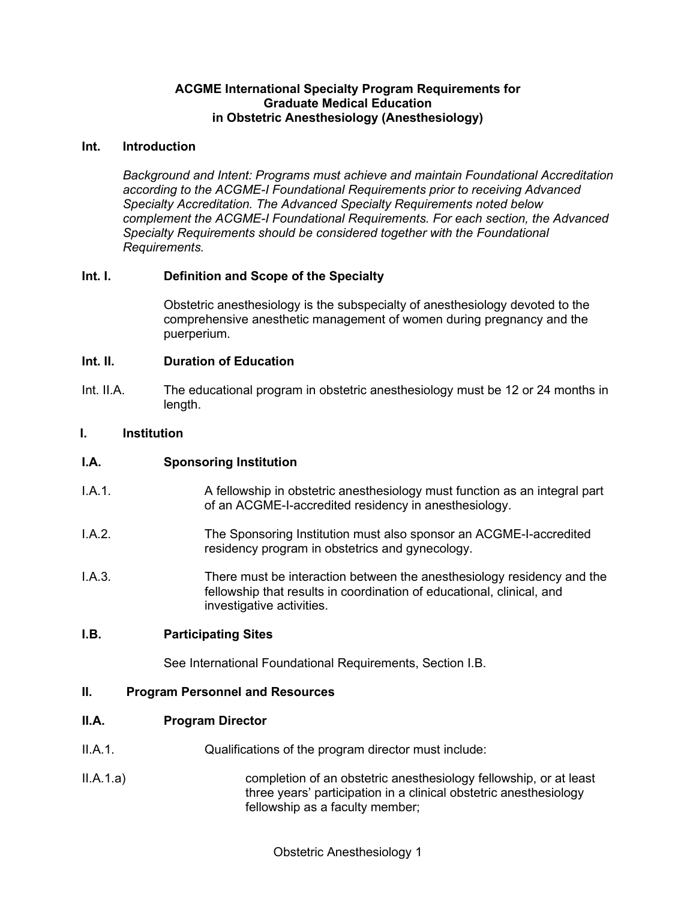**ACGME International Specialty Program Requirements for Graduate Medical Education in Obstetric Anesthesiology (Anesthesiology)**

## Int. Introduction

*Background and Intent: Programs must achieve and maintain Foundational Accreditation according to the ACGME-I Foundational Requirements prior to receiving Advanced Specialty Accreditation. The Advanced Specialty Requirements noted below complement the ACGME-I Foundational Requirements. For each section, the Advanced Specialty Requirements should be considered together with the Foundational Requirements.*

### Int. I. Definition and Scope of the Specialty

Obstetric anesthesiology is the subspecialty of anesthesiology devoted to the comprehensive anesthetic management of women during pregnancy and the puerperium.

### Int. II. Duration of Education

Int. II.A. The educational program in obstetric anesthesiology must be 12 or 24 months in length.

## I. Institution

### I.A. Sponsoring Institution

I.A.1. A fellowship in obstetric anesthesiology must function as an integral part of an ACGME-I-accredited residency in anesthesiology.

I.A.2. The Sponsoring Institution must also sponsor an ACGME-I-accredited residency program in obstetrics and gynecology.

I.A.3. There must be interaction between the anesthesiology residency and the fellowship that results in coordination of educational, clinical, and investigative activities.

### I.B. Participating Sites

See International Foundational Requirements, Section I.B.

## II. Program Personnel and Resources

### II.A. Program Director

II.A.1. Qualifications of the program director must include:

II.A.1.a) completion of an obstetric anesthesiology fellowship, or at least three years' participation in a clinical obstetric anesthesiology fellowship as a faculty member;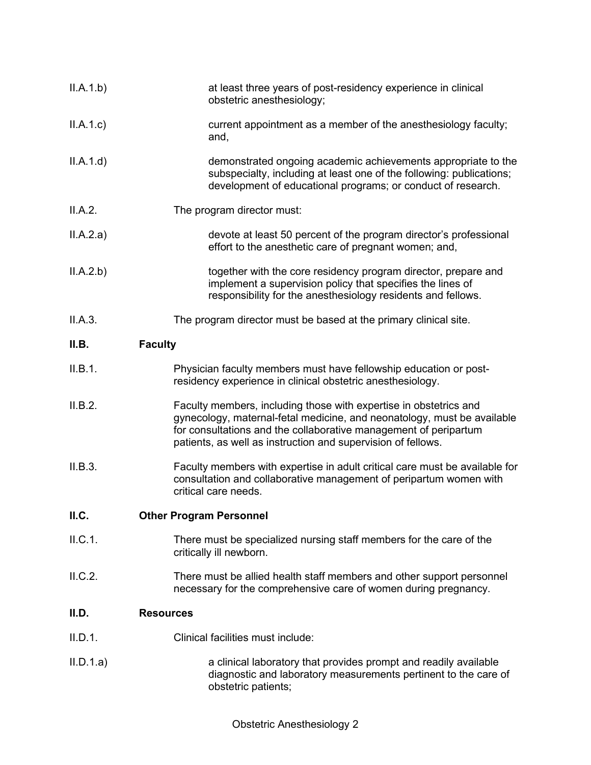II.A.1.b) at least three years of post-residency experience in clinical obstetric anesthesiology;

II.A.1.c) current appointment as a member of the anesthesiology faculty; and,

II.A.1.d) demonstrated ongoing academic achievements appropriate to the subspecialty, including at least one of the following: publications; development of educational programs; or conduct of research.

II.A.2. The program director must:

II.A.2.a) devote at least 50 percent of the program director's professional effort to the anesthetic care of pregnant women; and,

II.A.2.b) together with the core residency program director, prepare and implement a supervision policy that specifies the lines of responsibility for the anesthesiology residents and fellows.

II.A.3. The program director must be based at the primary clinical site.

## II.B. Faculty

II.B.1. Physician faculty members must have fellowship education or post-residency experience in clinical obstetric anesthesiology.

II.B.2. Faculty members, including those with expertise in obstetrics and gynecology, maternal-fetal medicine, and neonatology, must be available for consultations and the collaborative management of peripartum patients, as well as instruction and supervision of fellows.

II.B.3. Faculty members with expertise in adult critical care must be available for consultation and collaborative management of peripartum women with critical care needs.

## II.C. Other Program Personnel

II.C.1. There must be specialized nursing staff members for the care of the critically ill newborn.

II.C.2. There must be allied health staff members and other support personnel necessary for the comprehensive care of women during pregnancy.

## II.D. Resources

II.D.1. Clinical facilities must include:

II.D.1.a) a clinical laboratory that provides prompt and readily available diagnostic and laboratory measurements pertinent to the care of obstetric patients;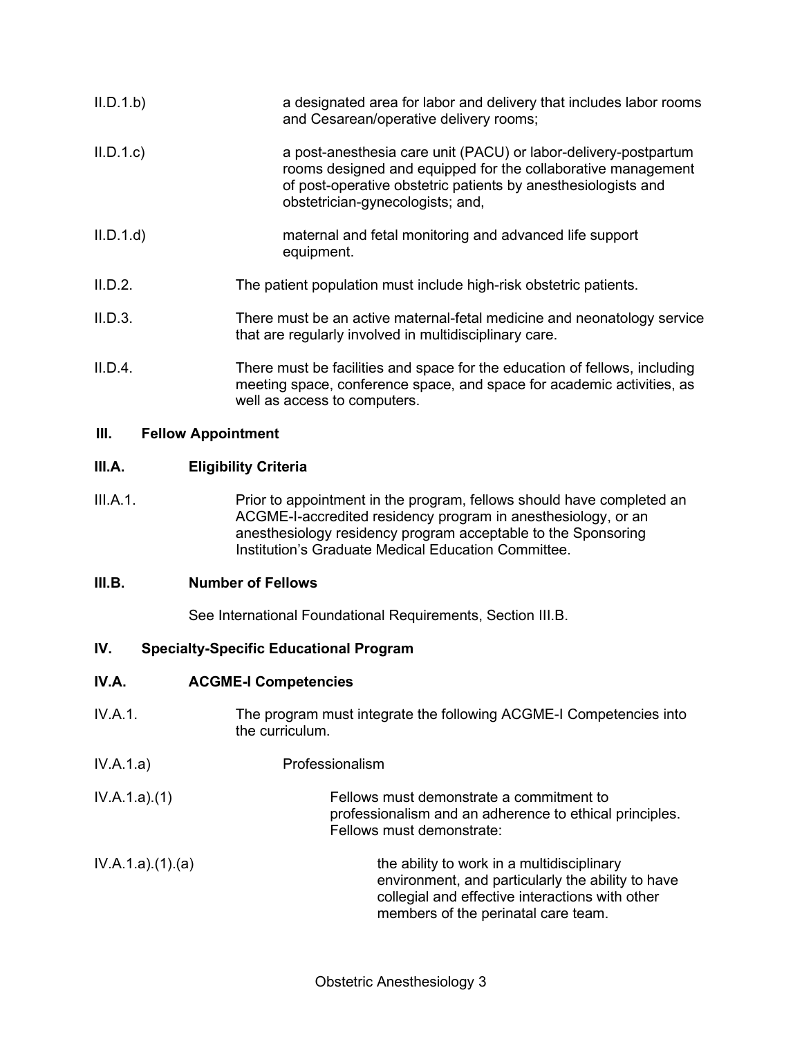II.D.1.b) a designated area for labor and delivery that includes labor rooms and Cesarean/operative delivery rooms;

II.D.1.c) a post-anesthesia care unit (PACU) or labor-delivery-postpartum rooms designed and equipped for the collaborative management of post-operative obstetric patients by anesthesiologists and obstetrician-gynecologists; and,

II.D.1.d) maternal and fetal monitoring and advanced life support equipment.

II.D.2. The patient population must include high-risk obstetric patients.

II.D.3. There must be an active maternal-fetal medicine and neonatology service that are regularly involved in multidisciplinary care.

II.D.4. There must be facilities and space for the education of fellows, including meeting space, conference space, and space for academic activities, as well as access to computers.

## III. Fellow Appointment

### III.A. Eligibility Criteria

III.A.1. Prior to appointment in the program, fellows should have completed an ACGME-I-accredited residency program in anesthesiology, or an anesthesiology residency program acceptable to the Sponsoring Institution's Graduate Medical Education Committee.

### III.B. Number of Fellows

See International Foundational Requirements, Section III.B.

## IV. Specialty-Specific Educational Program

### IV.A. ACGME-I Competencies

IV.A.1. The program must integrate the following ACGME-I Competencies into the curriculum.

IV.A.1.a) Professionalism

IV.A.1.a).(1) Fellows must demonstrate a commitment to professionalism and an adherence to ethical principles. Fellows must demonstrate:

IV.A.1.a).(1).(a) the ability to work in a multidisciplinary environment, and particularly the ability to have collegial and effective interactions with other members of the perinatal care team.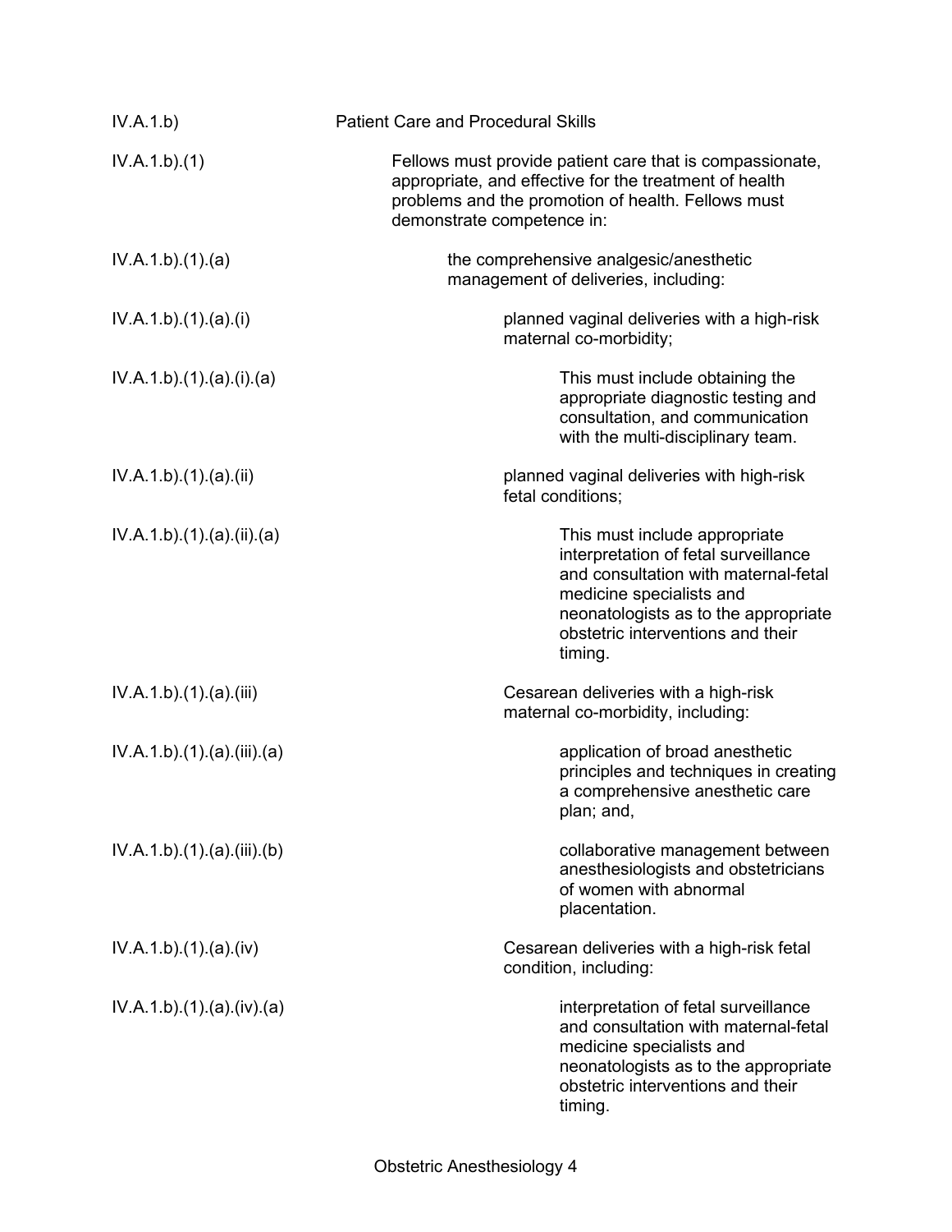| | |
|---|---|
| IV.A.1.b) | Patient Care and Procedural Skills |
| IV.A.1.b).(1) | Fellows must provide patient care that is compassionate, appropriate, and effective for the treatment of health problems and the promotion of health. Fellows must demonstrate competence in: |
| IV.A.1.b).(1).(a) | the comprehensive analgesic/anesthetic management of deliveries, including: |
| IV.A.1.b).(1).(a).(i) | planned vaginal deliveries with a high-risk maternal co-morbidity; |
| IV.A.1.b).(1).(a).(i).(a) | This must include obtaining the appropriate diagnostic testing and consultation, and communication with the multi-disciplinary team. |
| IV.A.1.b).(1).(a).(ii) | planned vaginal deliveries with high-risk fetal conditions; |
| IV.A.1.b).(1).(a).(ii).(a) | This must include appropriate interpretation of fetal surveillance and consultation with maternal-fetal medicine specialists and neonatologists as to the appropriate obstetric interventions and their timing. |
| IV.A.1.b).(1).(a).(iii) | Cesarean deliveries with a high-risk maternal co-morbidity, including: |
| IV.A.1.b).(1).(a).(iii).(a) | application of broad anesthetic principles and techniques in creating a comprehensive anesthetic care plan; and, |
| IV.A.1.b).(1).(a).(iii).(b) | collaborative management between anesthesiologists and obstetricians of women with abnormal placentation. |
| IV.A.1.b).(1).(a).(iv) | Cesarean deliveries with a high-risk fetal condition, including: |
| IV.A.1.b).(1).(a).(iv).(a) | interpretation of fetal surveillance and consultation with maternal-fetal medicine specialists and neonatologists as to the appropriate obstetric interventions and their timing. |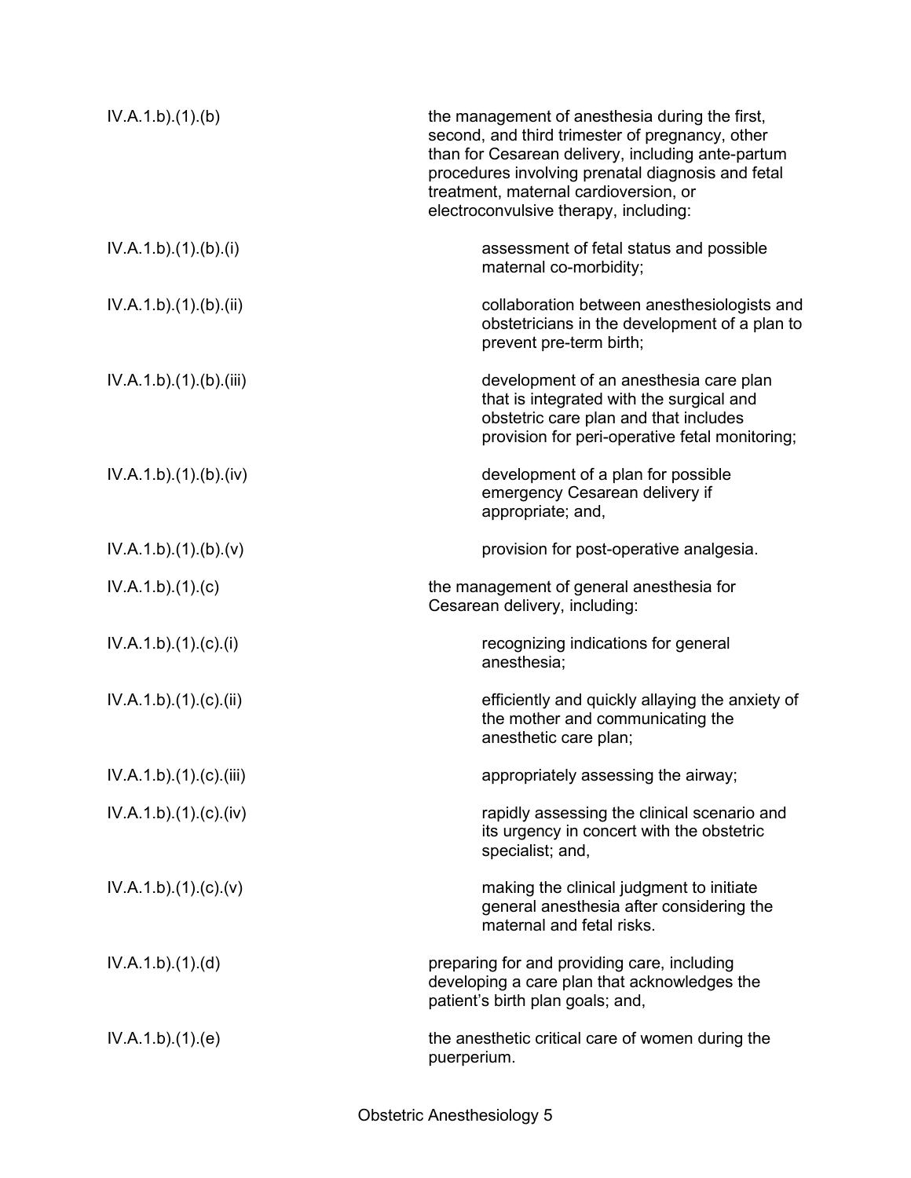| | |
|---|---|
| IV.A.1.b).(1).(b) | the management of anesthesia during the first, second, and third trimester of pregnancy, other than for Cesarean delivery, including ante-partum procedures involving prenatal diagnosis and fetal treatment, maternal cardioversion, or electroconvulsive therapy, including: |
| IV.A.1.b).(1).(b).(i) | assessment of fetal status and possible maternal co-morbidity; |
| IV.A.1.b).(1).(b).(ii) | collaboration between anesthesiologists and obstetricians in the development of a plan to prevent pre-term birth; |
| IV.A.1.b).(1).(b).(iii) | development of an anesthesia care plan that is integrated with the surgical and obstetric care plan and that includes provision for peri-operative fetal monitoring; |
| IV.A.1.b).(1).(b).(iv) | development of a plan for possible emergency Cesarean delivery if appropriate; and, |
| IV.A.1.b).(1).(b).(v) | provision for post-operative analgesia. |
| IV.A.1.b).(1).(c) | the management of general anesthesia for Cesarean delivery, including: |
| IV.A.1.b).(1).(c).(i) | recognizing indications for general anesthesia; |
| IV.A.1.b).(1).(c).(ii) | efficiently and quickly allaying the anxiety of the mother and communicating the anesthetic care plan; |
| IV.A.1.b).(1).(c).(iii) | appropriately assessing the airway; |
| IV.A.1.b).(1).(c).(iv) | rapidly assessing the clinical scenario and its urgency in concert with the obstetric specialist; and, |
| IV.A.1.b).(1).(c).(v) | making the clinical judgment to initiate general anesthesia after considering the maternal and fetal risks. |
| IV.A.1.b).(1).(d) | preparing for and providing care, including developing a care plan that acknowledges the patient's birth plan goals; and, |
| IV.A.1.b).(1).(e) | the anesthetic critical care of women during the puerperium. |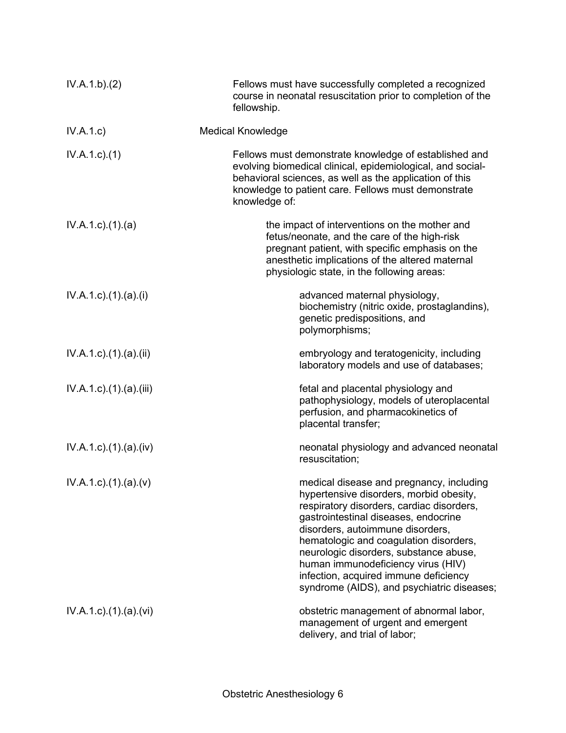| | |
|---|---|
| IV.A.1.b).(2) | Fellows must have successfully completed a recognized course in neonatal resuscitation prior to completion of the fellowship. |
| IV.A.1.c) | Medical Knowledge |
| IV.A.1.c).(1) | Fellows must demonstrate knowledge of established and evolving biomedical clinical, epidemiological, and social-behavioral sciences, as well as the application of this knowledge to patient care. Fellows must demonstrate knowledge of: |
| IV.A.1.c).(1).(a) | the impact of interventions on the mother and fetus/neonate, and the care of the high-risk pregnant patient, with specific emphasis on the anesthetic implications of the altered maternal physiologic state, in the following areas: |
| IV.A.1.c).(1).(a).(i) | advanced maternal physiology, biochemistry (nitric oxide, prostaglandins), genetic predispositions, and polymorphisms; |
| IV.A.1.c).(1).(a).(ii) | embryology and teratogenicity, including laboratory models and use of databases; |
| IV.A.1.c).(1).(a).(iii) | fetal and placental physiology and pathophysiology, models of uteroplacental perfusion, and pharmacokinetics of placental transfer; |
| IV.A.1.c).(1).(a).(iv) | neonatal physiology and advanced neonatal resuscitation; |
| IV.A.1.c).(1).(a).(v) | medical disease and pregnancy, including hypertensive disorders, morbid obesity, respiratory disorders, cardiac disorders, gastrointestinal diseases, endocrine disorders, autoimmune disorders, hematologic and coagulation disorders, neurologic disorders, substance abuse, human immunodeficiency virus (HIV) infection, acquired immune deficiency syndrome (AIDS), and psychiatric diseases; |
| IV.A.1.c).(1).(a).(vi) | obstetric management of abnormal labor, management of urgent and emergent delivery, and trial of labor; |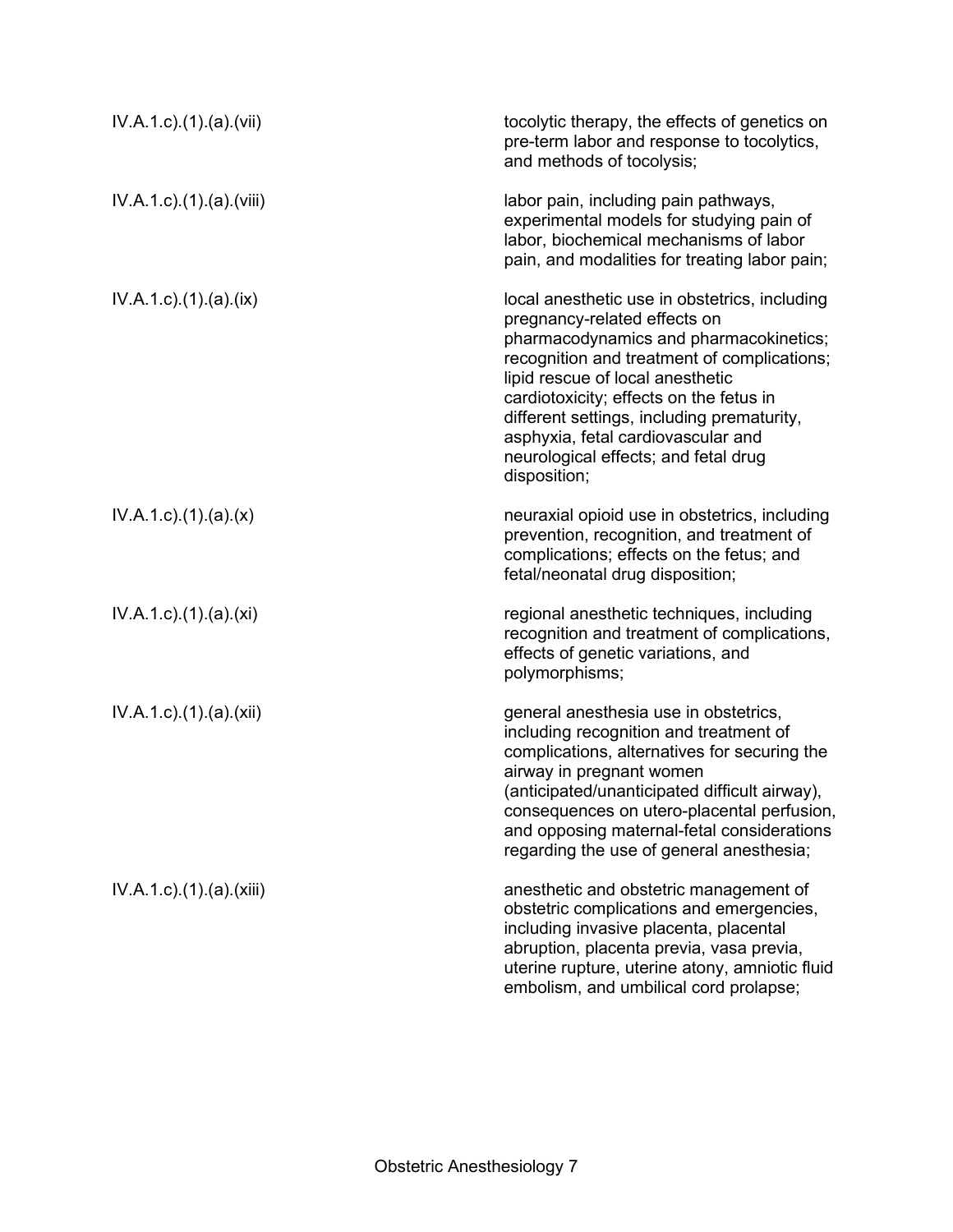| | |
|---|---|
| IV.A.1.c).(1).(a).(vii) | tocolytic therapy, the effects of genetics on pre-term labor and response to tocolytics, and methods of tocolysis; |
| IV.A.1.c).(1).(a).(viii) | labor pain, including pain pathways, experimental models for studying pain of labor, biochemical mechanisms of labor pain, and modalities for treating labor pain; |
| IV.A.1.c).(1).(a).(ix) | local anesthetic use in obstetrics, including pregnancy-related effects on pharmacodynamics and pharmacokinetics; recognition and treatment of complications; lipid rescue of local anesthetic cardiotoxicity; effects on the fetus in different settings, including prematurity, asphyxia, fetal cardiovascular and neurological effects; and fetal drug disposition; |
| IV.A.1.c).(1).(a).(x) | neuraxial opioid use in obstetrics, including prevention, recognition, and treatment of complications; effects on the fetus; and fetal/neonatal drug disposition; |
| IV.A.1.c).(1).(a).(xi) | regional anesthetic techniques, including recognition and treatment of complications, effects of genetic variations, and polymorphisms; |
| IV.A.1.c).(1).(a).(xii) | general anesthesia use in obstetrics, including recognition and treatment of complications, alternatives for securing the airway in pregnant women (anticipated/unanticipated difficult airway), consequences on utero-placental perfusion, and opposing maternal-fetal considerations regarding the use of general anesthesia; |
| IV.A.1.c).(1).(a).(xiii) | anesthetic and obstetric management of obstetric complications and emergencies, including invasive placenta, placental abruption, placenta previa, vasa previa, uterine rupture, uterine atony, amniotic fluid embolism, and umbilical cord prolapse; |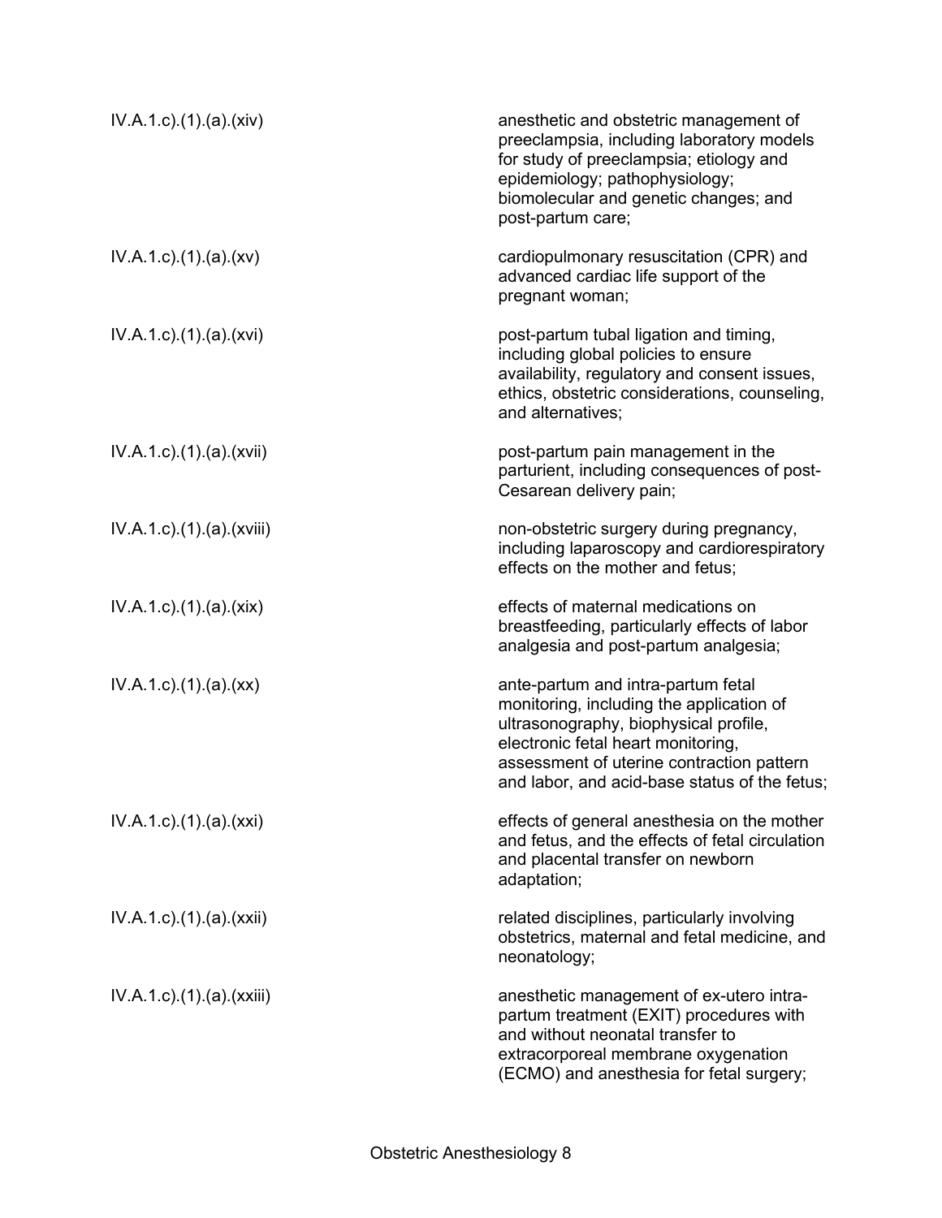| | |
|---|---|
| IV.A.1.c).(1).(a).(xiv) | anesthetic and obstetric management of preeclampsia, including laboratory models for study of preeclampsia; etiology and epidemiology; pathophysiology; biomolecular and genetic changes; and post-partum care; |
| IV.A.1.c).(1).(a).(xv) | cardiopulmonary resuscitation (CPR) and advanced cardiac life support of the pregnant woman; |
| IV.A.1.c).(1).(a).(xvi) | post-partum tubal ligation and timing, including global policies to ensure availability, regulatory and consent issues, ethics, obstetric considerations, counseling, and alternatives; |
| IV.A.1.c).(1).(a).(xvii) | post-partum pain management in the parturient, including consequences of post-Cesarean delivery pain; |
| IV.A.1.c).(1).(a).(xviii) | non-obstetric surgery during pregnancy, including laparoscopy and cardiorespiratory effects on the mother and fetus; |
| IV.A.1.c).(1).(a).(xix) | effects of maternal medications on breastfeeding, particularly effects of labor analgesia and post-partum analgesia; |
| IV.A.1.c).(1).(a).(xx) | ante-partum and intra-partum fetal monitoring, including the application of ultrasonography, biophysical profile, electronic fetal heart monitoring, assessment of uterine contraction pattern and labor, and acid-base status of the fetus; |
| IV.A.1.c).(1).(a).(xxi) | effects of general anesthesia on the mother and fetus, and the effects of fetal circulation and placental transfer on newborn adaptation; |
| IV.A.1.c).(1).(a).(xxii) | related disciplines, particularly involving obstetrics, maternal and fetal medicine, and neonatology; |
| IV.A.1.c).(1).(a).(xxiii) | anesthetic management of ex-utero intra-partum treatment (EXIT) procedures with and without neonatal transfer to extracorporeal membrane oxygenation (ECMO) and anesthesia for fetal surgery; |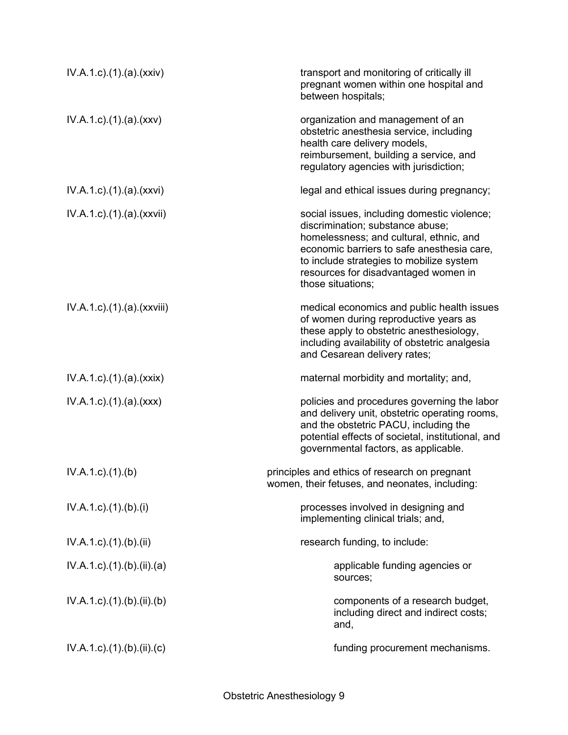| | |
|---|---|
| IV.A.1.c).(1).(a).(xxiv) | transport and monitoring of critically ill pregnant women within one hospital and between hospitals; |
| IV.A.1.c).(1).(a).(xxv) | organization and management of an obstetric anesthesia service, including health care delivery models, reimbursement, building a service, and regulatory agencies with jurisdiction; |
| IV.A.1.c).(1).(a).(xxvi) | legal and ethical issues during pregnancy; |
| IV.A.1.c).(1).(a).(xxvii) | social issues, including domestic violence; discrimination; substance abuse; homelessness; and cultural, ethnic, and economic barriers to safe anesthesia care, to include strategies to mobilize system resources for disadvantaged women in those situations; |
| IV.A.1.c).(1).(a).(xxviii) | medical economics and public health issues of women during reproductive years as these apply to obstetric anesthesiology, including availability of obstetric analgesia and Cesarean delivery rates; |
| IV.A.1.c).(1).(a).(xxix) | maternal morbidity and mortality; and, |
| IV.A.1.c).(1).(a).(xxx) | policies and procedures governing the labor and delivery unit, obstetric operating rooms, and the obstetric PACU, including the potential effects of societal, institutional, and governmental factors, as applicable. |
| IV.A.1.c).(1).(b) | principles and ethics of research on pregnant women, their fetuses, and neonates, including: |
| IV.A.1.c).(1).(b).(i) | processes involved in designing and implementing clinical trials; and, |
| IV.A.1.c).(1).(b).(ii) | research funding, to include: |
| IV.A.1.c).(1).(b).(ii).(a) | applicable funding agencies or sources; |
| IV.A.1.c).(1).(b).(ii).(b) | components of a research budget, including direct and indirect costs; and, |
| IV.A.1.c).(1).(b).(ii).(c) | funding procurement mechanisms. |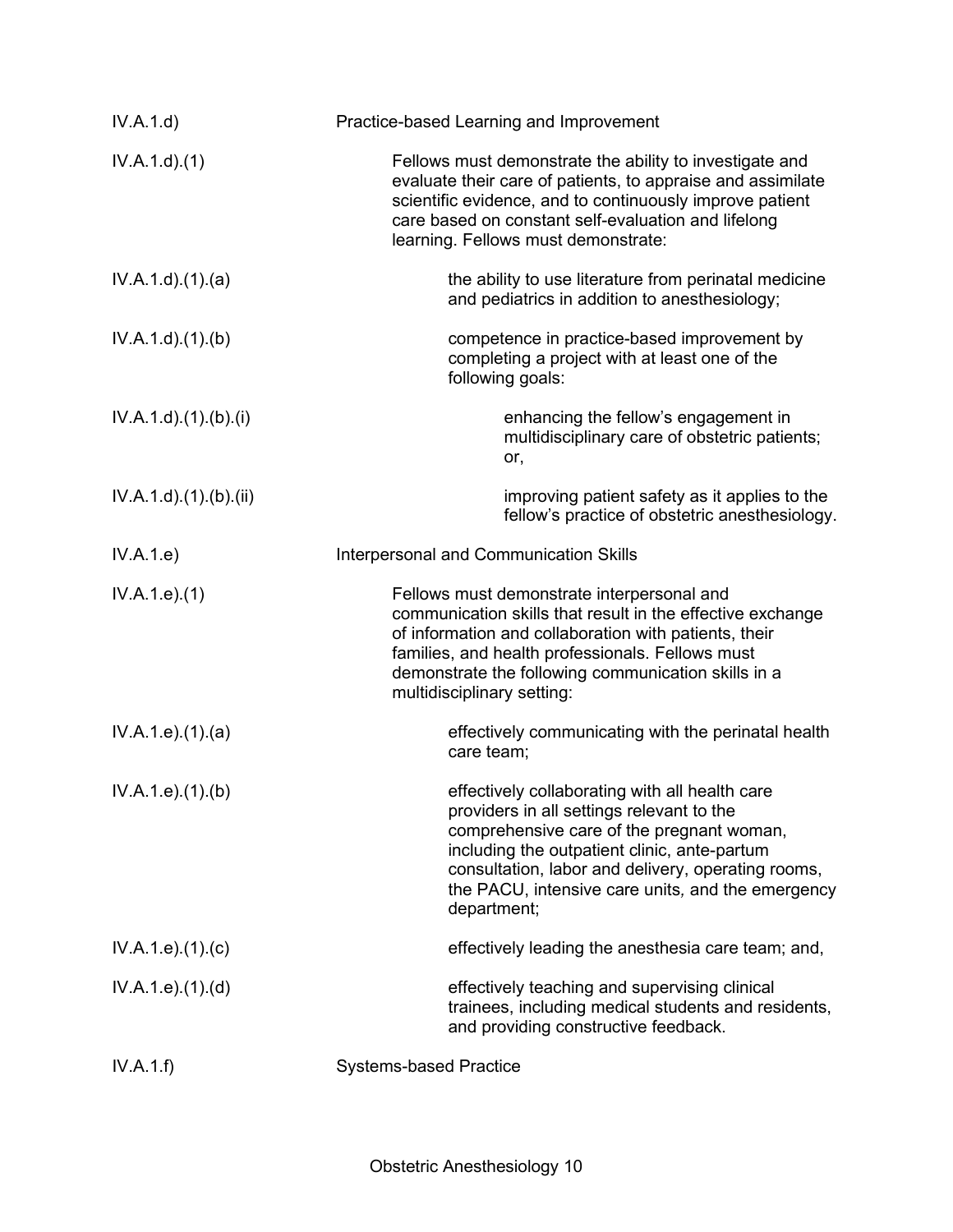| | |
|---|---|
| IV.A.1.d) | Practice-based Learning and Improvement |
| IV.A.1.d).(1) | Fellows must demonstrate the ability to investigate and evaluate their care of patients, to appraise and assimilate scientific evidence, and to continuously improve patient care based on constant self-evaluation and lifelong learning. Fellows must demonstrate: |
| IV.A.1.d).(1).(a) | the ability to use literature from perinatal medicine and pediatrics in addition to anesthesiology; |
| IV.A.1.d).(1).(b) | competence in practice-based improvement by completing a project with at least one of the following goals: |
| IV.A.1.d).(1).(b).(i) | enhancing the fellow's engagement in multidisciplinary care of obstetric patients; or, |
| IV.A.1.d).(1).(b).(ii) | improving patient safety as it applies to the fellow's practice of obstetric anesthesiology. |
| IV.A.1.e) | Interpersonal and Communication Skills |
| IV.A.1.e).(1) | Fellows must demonstrate interpersonal and communication skills that result in the effective exchange of information and collaboration with patients, their families, and health professionals. Fellows must demonstrate the following communication skills in a multidisciplinary setting: |
| IV.A.1.e).(1).(a) | effectively communicating with the perinatal health care team; |
| IV.A.1.e).(1).(b) | effectively collaborating with all health care providers in all settings relevant to the comprehensive care of the pregnant woman, including the outpatient clinic, ante-partum consultation, labor and delivery, operating rooms, the PACU, intensive care units, and the emergency department; |
| IV.A.1.e).(1).(c) | effectively leading the anesthesia care team; and, |
| IV.A.1.e).(1).(d) | effectively teaching and supervising clinical trainees, including medical students and residents, and providing constructive feedback. |
| IV.A.1.f) | Systems-based Practice |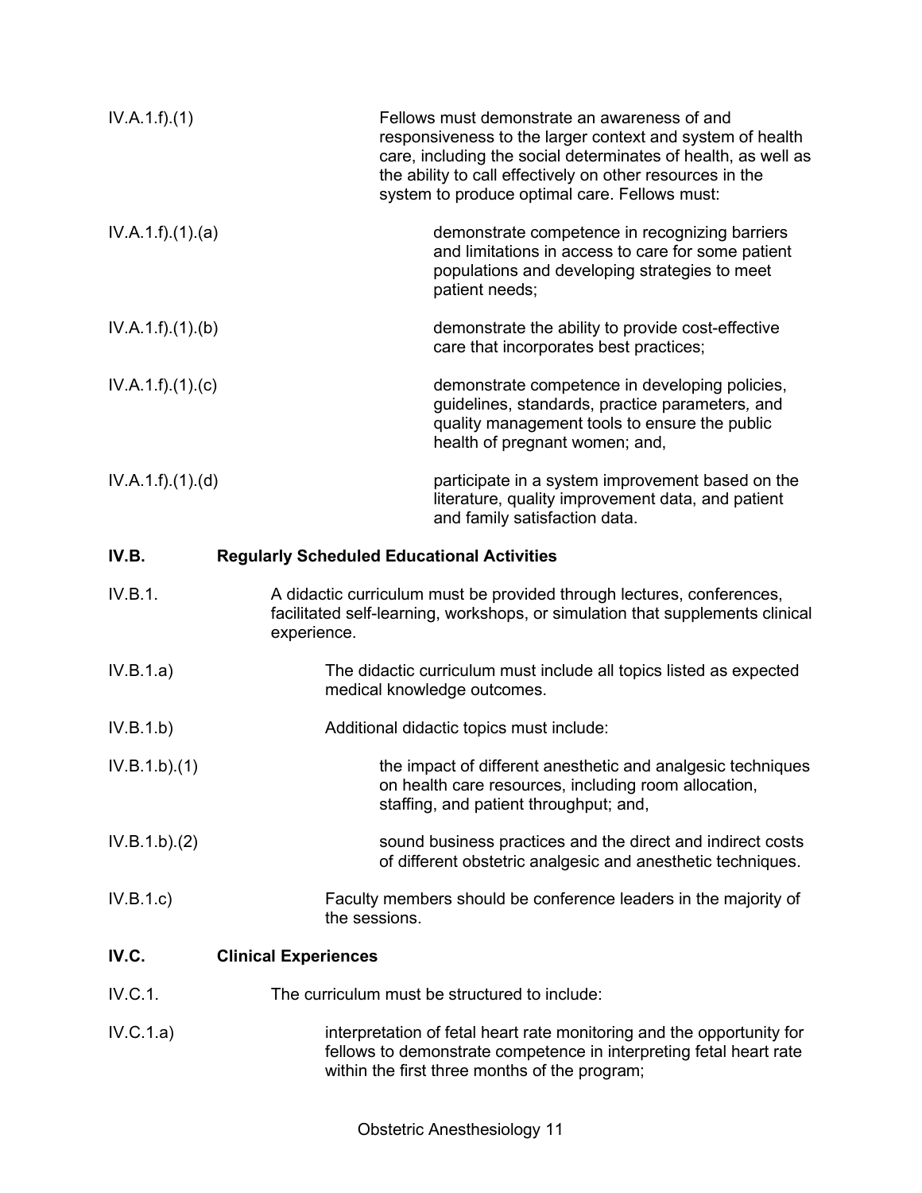IV.A.1.f).(1) Fellows must demonstrate an awareness of and responsiveness to the larger context and system of health care, including the social determinates of health, as well as the ability to call effectively on other resources in the system to produce optimal care. Fellows must:

IV.A.1.f).(1).(a) demonstrate competence in recognizing barriers and limitations in access to care for some patient populations and developing strategies to meet patient needs;

IV.A.1.f).(1).(b) demonstrate the ability to provide cost-effective care that incorporates best practices;

IV.A.1.f).(1).(c) demonstrate competence in developing policies, guidelines, standards, practice parameters, and quality management tools to ensure the public health of pregnant women; and,

IV.A.1.f).(1).(d) participate in a system improvement based on the literature, quality improvement data, and patient and family satisfaction data.

**IV.B. Regularly Scheduled Educational Activities**

IV.B.1. A didactic curriculum must be provided through lectures, conferences, facilitated self-learning, workshops, or simulation that supplements clinical experience.

IV.B.1.a) The didactic curriculum must include all topics listed as expected medical knowledge outcomes.

IV.B.1.b) Additional didactic topics must include:

IV.B.1.b).(1) the impact of different anesthetic and analgesic techniques on health care resources, including room allocation, staffing, and patient throughput; and,

IV.B.1.b).(2) sound business practices and the direct and indirect costs of different obstetric analgesic and anesthetic techniques.

IV.B.1.c) Faculty members should be conference leaders in the majority of the sessions.

**IV.C. Clinical Experiences**

IV.C.1. The curriculum must be structured to include:

IV.C.1.a) interpretation of fetal heart rate monitoring and the opportunity for fellows to demonstrate competence in interpreting fetal heart rate within the first three months of the program;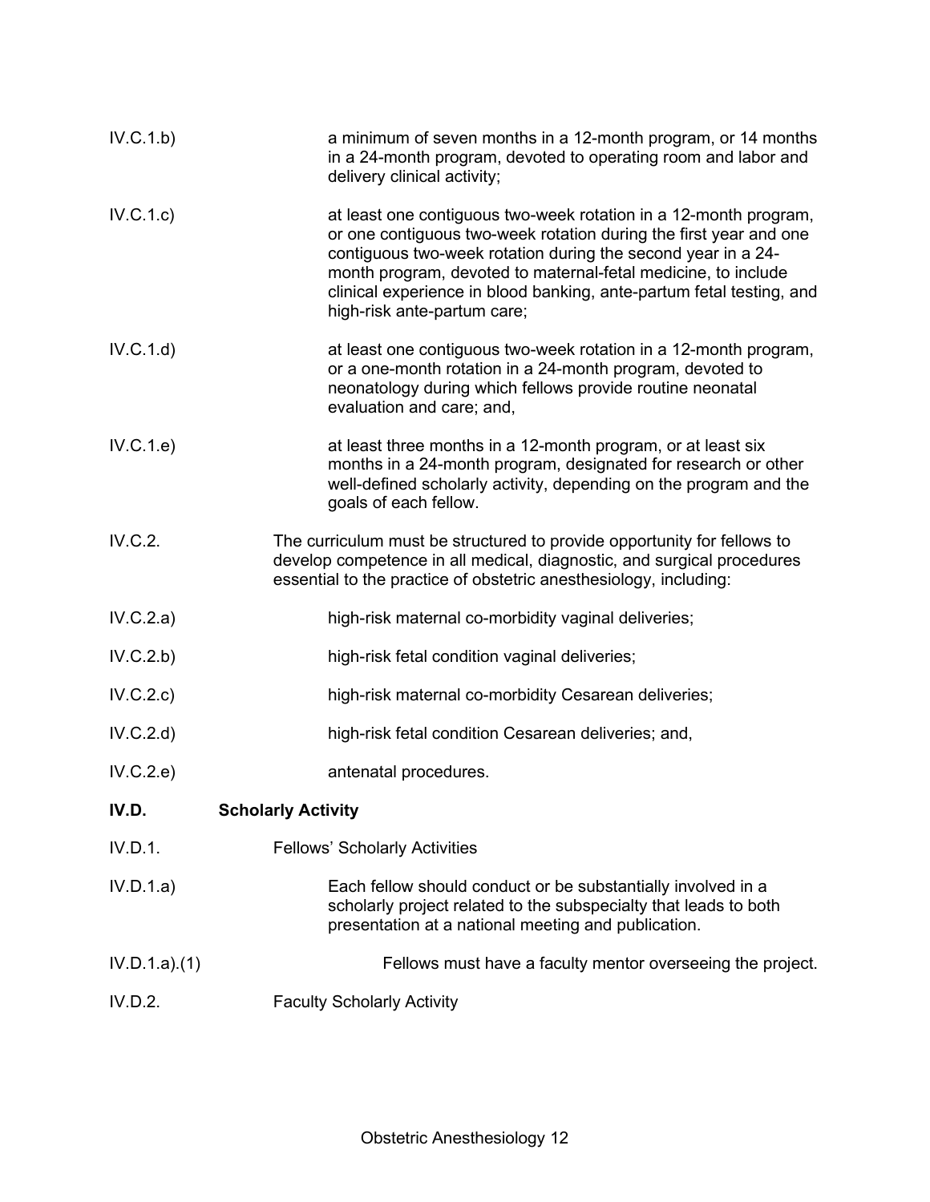IV.C.1.b) a minimum of seven months in a 12-month program, or 14 months in a 24-month program, devoted to operating room and labor and delivery clinical activity;

IV.C.1.c) at least one contiguous two-week rotation in a 12-month program, or one contiguous two-week rotation during the first year and one contiguous two-week rotation during the second year in a 24-month program, devoted to maternal-fetal medicine, to include clinical experience in blood banking, ante-partum fetal testing, and high-risk ante-partum care;

IV.C.1.d) at least one contiguous two-week rotation in a 12-month program, or a one-month rotation in a 24-month program, devoted to neonatology during which fellows provide routine neonatal evaluation and care; and,

IV.C.1.e) at least three months in a 12-month program, or at least six months in a 24-month program, designated for research or other well-defined scholarly activity, depending on the program and the goals of each fellow.

IV.C.2. The curriculum must be structured to provide opportunity for fellows to develop competence in all medical, diagnostic, and surgical procedures essential to the practice of obstetric anesthesiology, including:

IV.C.2.a) high-risk maternal co-morbidity vaginal deliveries;

IV.C.2.b) high-risk fetal condition vaginal deliveries;

IV.C.2.c) high-risk maternal co-morbidity Cesarean deliveries;

IV.C.2.d) high-risk fetal condition Cesarean deliveries; and,

IV.C.2.e) antenatal procedures.

**IV.D. Scholarly Activity**

IV.D.1. Fellows' Scholarly Activities

IV.D.1.a) Each fellow should conduct or be substantially involved in a scholarly project related to the subspecialty that leads to both presentation at a national meeting and publication.

IV.D.1.a).(1) Fellows must have a faculty mentor overseeing the project.

IV.D.2. Faculty Scholarly Activity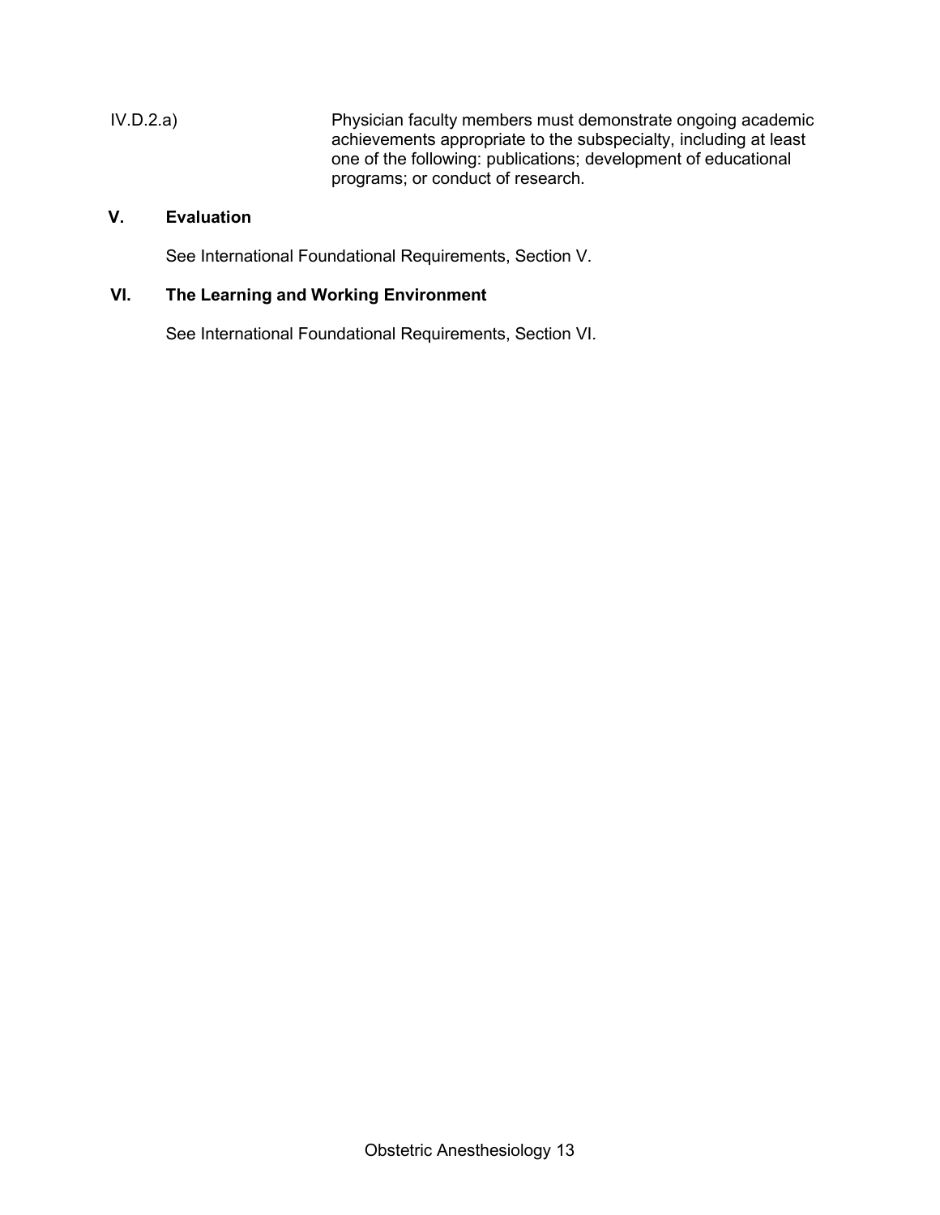IV.D.2.a) Physician faculty members must demonstrate ongoing academic achievements appropriate to the subspecialty, including at least one of the following: publications; development of educational programs; or conduct of research.

## V. Evaluation

See International Foundational Requirements, Section V.

## VI. The Learning and Working Environment

See International Foundational Requirements, Section VI.